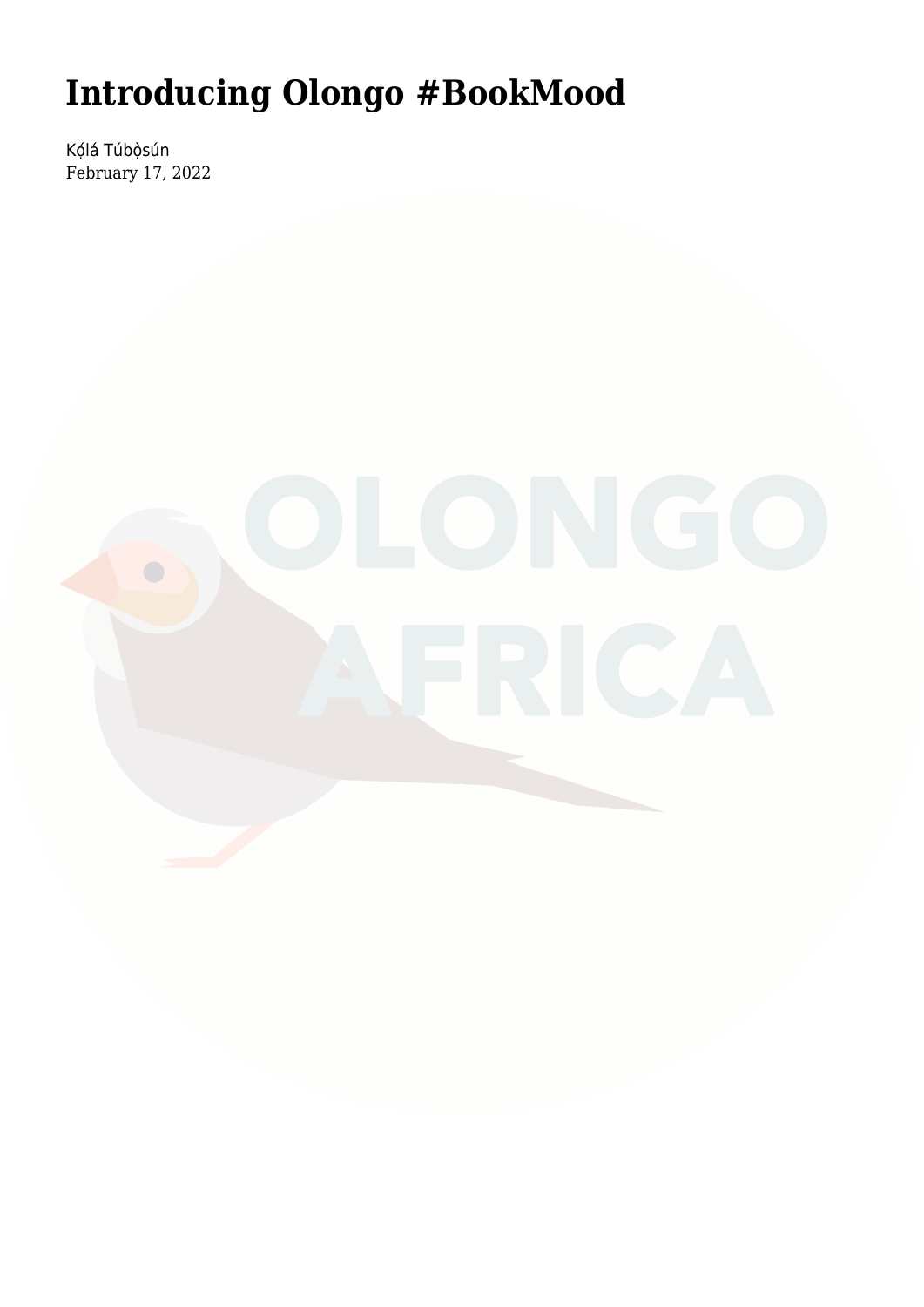# Introducing Olongo #BookMood

Kọ́lá Túbọ̀sún
February 17, 2022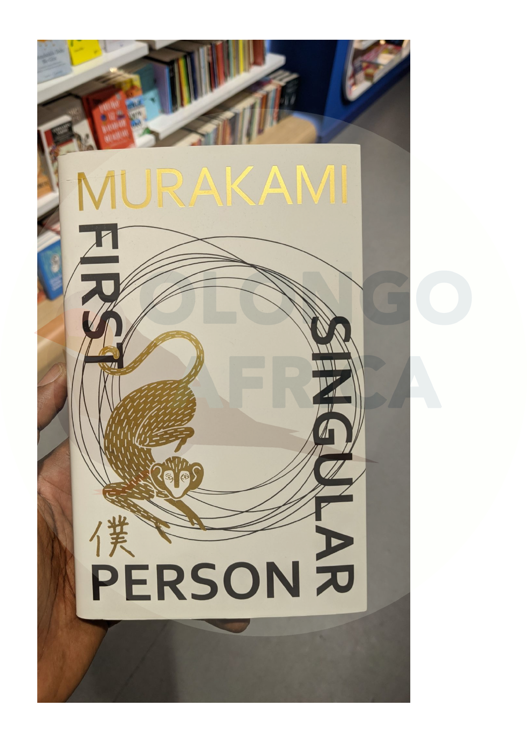MURAKAMI

FIRST PERSON SINGULAR

僕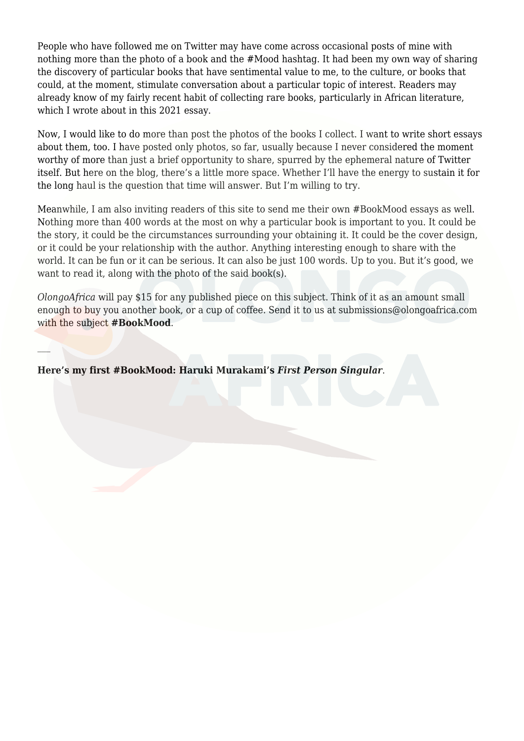People who have followed me on Twitter may have come across occasional posts of mine with nothing more than the photo of a book and the #Mood hashtag. It had been my own way of sharing the discovery of particular books that have sentimental value to me, to the culture, or books that could, at the moment, stimulate conversation about a particular topic of interest. Readers may already know of my fairly recent habit of collecting rare books, particularly in African literature, which I wrote about in this 2021 essay.

Now, I would like to do more than post the photos of the books I collect. I want to write short essays about them, too. I have posted only photos, so far, usually because I never considered the moment worthy of more than just a brief opportunity to share, spurred by the ephemeral nature of Twitter itself. But here on the blog, there's a little more space. Whether I'll have the energy to sustain it for the long haul is the question that time will answer. But I'm willing to try.

Meanwhile, I am also inviting readers of this site to send me their own #BookMood essays as well. Nothing more than 400 words at the most on why a particular book is important to you. It could be the story, it could be the circumstances surrounding your obtaining it. It could be the cover design, or it could be your relationship with the author. Anything interesting enough to share with the world. It can be fun or it can be serious. It can also be just 100 words. Up to you. But it's good, we want to read it, along with the photo of the said book(s).

*OlongoAfrica* will pay $15 for any published piece on this subject. Think of it as an amount small enough to buy you another book, or a cup of coffee. Send it to us at submissions@olongoafrica.com with the subject **#BookMood**.

—

**Here's my first #BookMood: Haruki Murakami's *First Person Singular*.**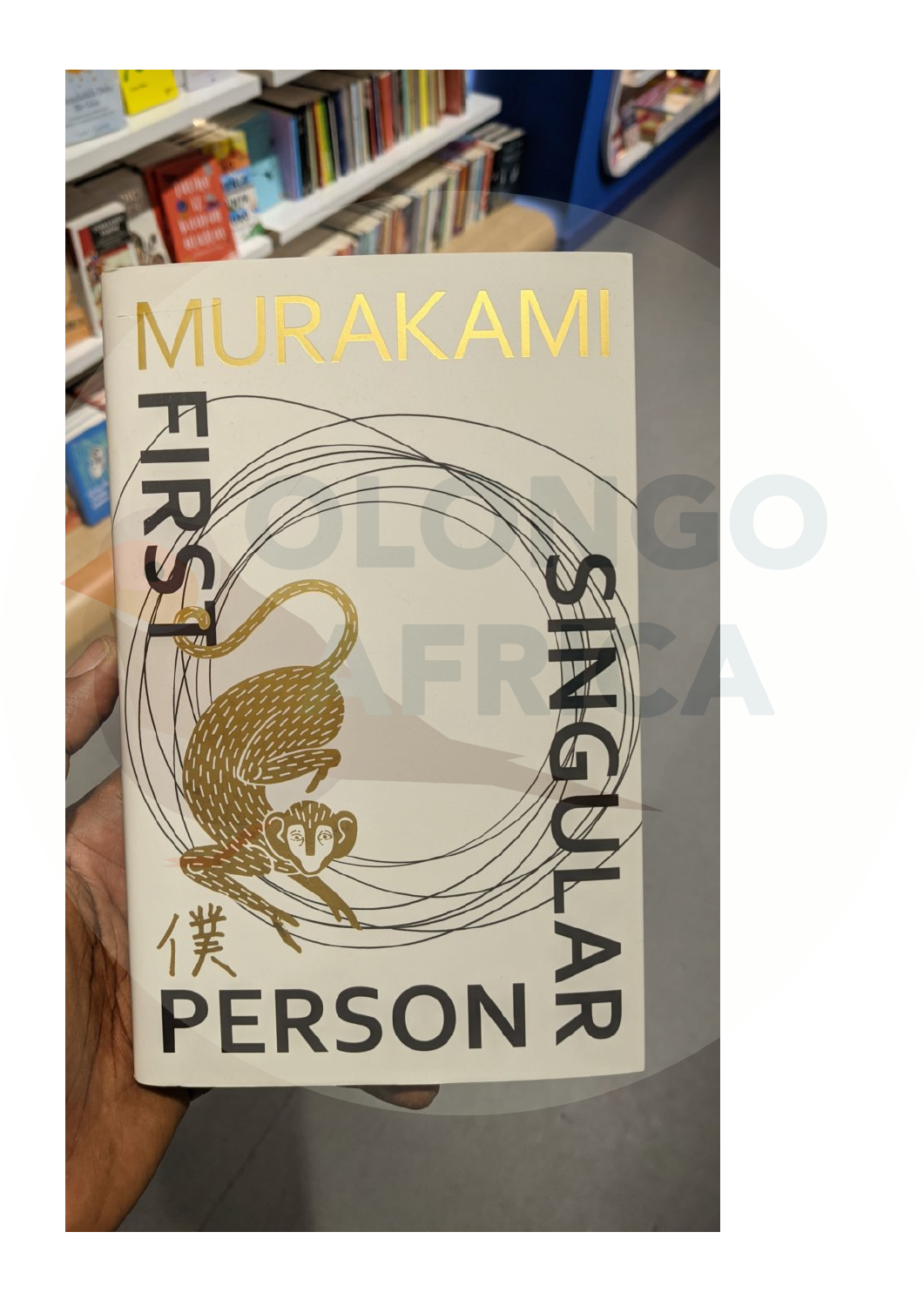MURAKAMI

FIRST

SINGULAR

僕

PERSON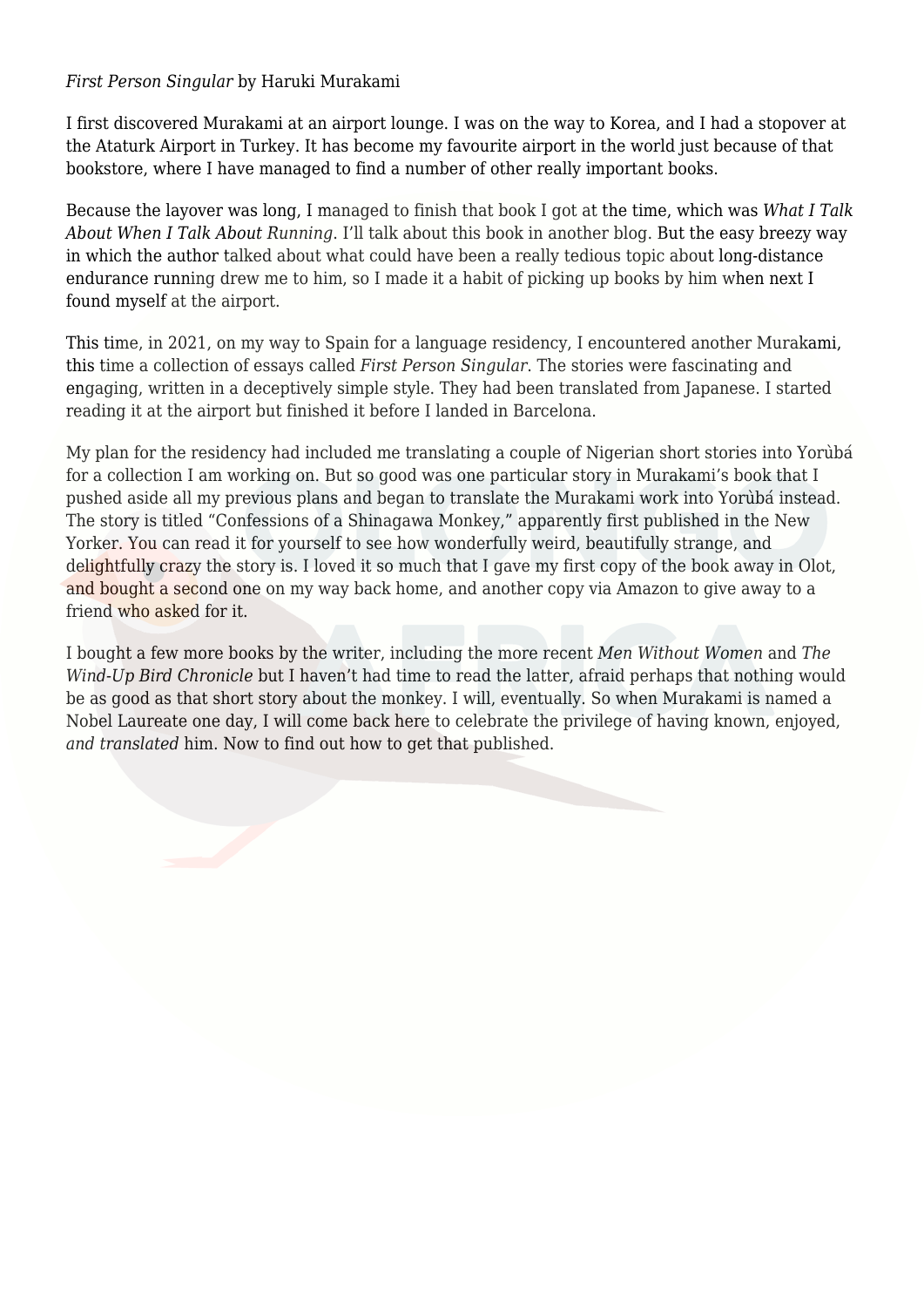*First Person Singular* by Haruki Murakami

I first discovered Murakami at an airport lounge. I was on the way to Korea, and I had a stopover at the Ataturk Airport in Turkey. It has become my favourite airport in the world just because of that bookstore, where I have managed to find a number of other really important books.

Because the layover was long, I managed to finish that book I got at the time, which was *What I Talk About When I Talk About Running*. I'll talk about this book in another blog. But the easy breezy way in which the author talked about what could have been a really tedious topic about long-distance endurance running drew me to him, so I made it a habit of picking up books by him when next I found myself at the airport.

This time, in 2021, on my way to Spain for a language residency, I encountered another Murakami, this time a collection of essays called *First Person Singular*. The stories were fascinating and engaging, written in a deceptively simple style. They had been translated from Japanese. I started reading it at the airport but finished it before I landed in Barcelona.

My plan for the residency had included me translating a couple of Nigerian short stories into Yorùbá for a collection I am working on. But so good was one particular story in Murakami's book that I pushed aside all my previous plans and began to translate the Murakami work into Yorùbá instead. The story is titled "Confessions of a Shinagawa Monkey," apparently first published in the New Yorker. You can read it for yourself to see how wonderfully weird, beautifully strange, and delightfully crazy the story is. I loved it so much that I gave my first copy of the book away in Olot, and bought a second one on my way back home, and another copy via Amazon to give away to a friend who asked for it.

I bought a few more books by the writer, including the more recent *Men Without Women* and *The Wind-Up Bird Chronicle* but I haven't had time to read the latter, afraid perhaps that nothing would be as good as that short story about the monkey. I will, eventually. So when Murakami is named a Nobel Laureate one day, I will come back here to celebrate the privilege of having known, enjoyed, *and translated* him. Now to find out how to get that published.